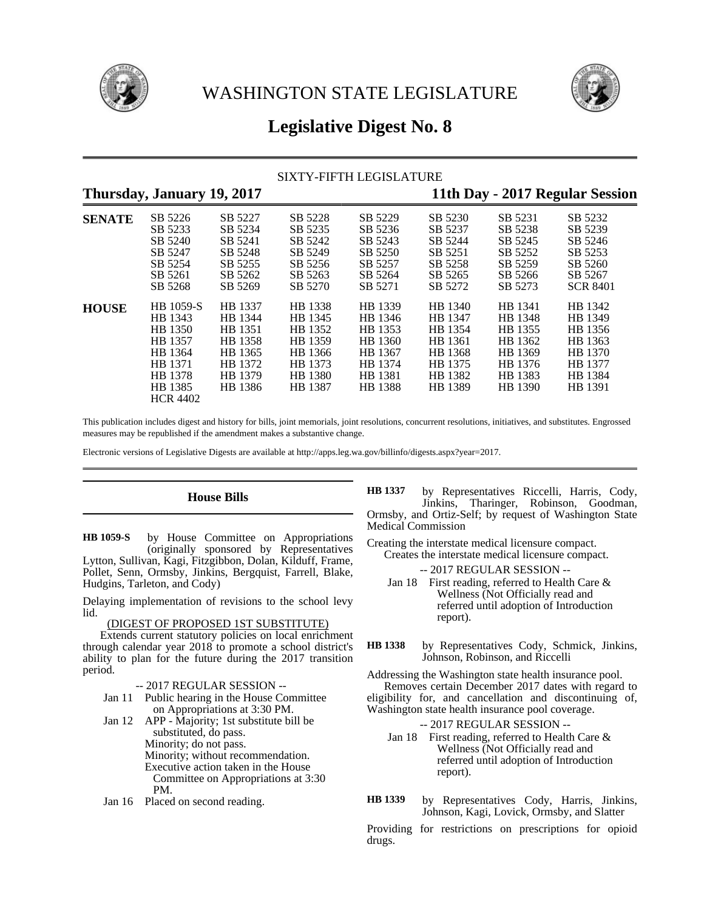# WASHINGTON STATE LEGISLATURE

# Legislative Digest No. 8

SIXTY-FIFTH LEGISLATURE

**Thursday, January 19, 2017** **11th Day - 2017 Regular Session**

| | | | | | | | |
|---|---|---|---|---|---|---|---|
| **SENATE** | SB 5226 | SB 5227 | SB 5228 | SB 5229 | SB 5230 | SB 5231 | SB 5232 |
| | SB 5233 | SB 5234 | SB 5235 | SB 5236 | SB 5237 | SB 5238 | SB 5239 |
| | SB 5240 | SB 5241 | SB 5242 | SB 5243 | SB 5244 | SB 5245 | SB 5246 |
| | SB 5247 | SB 5248 | SB 5249 | SB 5250 | SB 5251 | SB 5252 | SB 5253 |
| | SB 5254 | SB 5255 | SB 5256 | SB 5257 | SB 5258 | SB 5259 | SB 5260 |
| | SB 5261 | SB 5262 | SB 5263 | SB 5264 | SB 5265 | SB 5266 | SB 5267 |
| | SB 5268 | SB 5269 | SB 5270 | SB 5271 | SB 5272 | SB 5273 | SCR 8401 |
| **HOUSE** | HB 1059-S | HB 1337 | HB 1338 | HB 1339 | HB 1340 | HB 1341 | HB 1342 |
| | HB 1343 | HB 1344 | HB 1345 | HB 1346 | HB 1347 | HB 1348 | HB 1349 |
| | HB 1350 | HB 1351 | HB 1352 | HB 1353 | HB 1354 | HB 1355 | HB 1356 |
| | HB 1357 | HB 1358 | HB 1359 | HB 1360 | HB 1361 | HB 1362 | HB 1363 |
| | HB 1364 | HB 1365 | HB 1366 | HB 1367 | HB 1368 | HB 1369 | HB 1370 |
| | HB 1371 | HB 1372 | HB 1373 | HB 1374 | HB 1375 | HB 1376 | HB 1377 |
| | HB 1378 | HB 1379 | HB 1380 | HB 1381 | HB 1382 | HB 1383 | HB 1384 |
| | HB 1385 | HB 1386 | HB 1387 | HB 1388 | HB 1389 | HB 1390 | HB 1391 |
| | HCR 4402 | | | | | | |

This publication includes digest and history for bills, joint memorials, joint resolutions, concurrent resolutions, initiatives, and substitutes. Engrossed measures may be republished if the amendment makes a substantive change.

Electronic versions of Legislative Digests are available at http://apps.leg.wa.gov/billinfo/digests.aspx?year=2017.

## House Bills

**HB 1059-S** by House Committee on Appropriations (originally sponsored by Representatives Lytton, Sullivan, Kagi, Fitzgibbon, Dolan, Kilduff, Frame, Pollet, Senn, Ormsby, Jinkins, Bergquist, Farrell, Blake, Hudgins, Tarleton, and Cody)

Delaying implementation of revisions to the school levy lid.

(DIGEST OF PROPOSED 1ST SUBSTITUTE)

Extends current statutory policies on local enrichment through calendar year 2018 to promote a school district's ability to plan for the future during the 2017 transition period.

-- 2017 REGULAR SESSION --

Jan 11 Public hearing in the House Committee on Appropriations at 3:30 PM.

Jan 12 APP - Majority; 1st substitute bill be substituted, do pass.
Minority; do not pass.
Minority; without recommendation.
Executive action taken in the House Committee on Appropriations at 3:30 PM.

Jan 16 Placed on second reading.

**HB 1337** by Representatives Riccelli, Harris, Cody, Jinkins, Tharinger, Robinson, Goodman, Ormsby, and Ortiz-Self; by request of Washington State Medical Commission

Creating the interstate medical licensure compact.

Creates the interstate medical licensure compact.

-- 2017 REGULAR SESSION --

Jan 18 First reading, referred to Health Care & Wellness (Not Officially read and referred until adoption of Introduction report).

**HB 1338** by Representatives Cody, Schmick, Jinkins, Johnson, Robinson, and Riccelli

Addressing the Washington state health insurance pool.

Removes certain December 2017 dates with regard to eligibility for, and cancellation and discontinuing of, Washington state health insurance pool coverage.

-- 2017 REGULAR SESSION --

Jan 18 First reading, referred to Health Care & Wellness (Not Officially read and referred until adoption of Introduction report).

**HB 1339** by Representatives Cody, Harris, Jinkins, Johnson, Kagi, Lovick, Ormsby, and Slatter

Providing for restrictions on prescriptions for opioid drugs.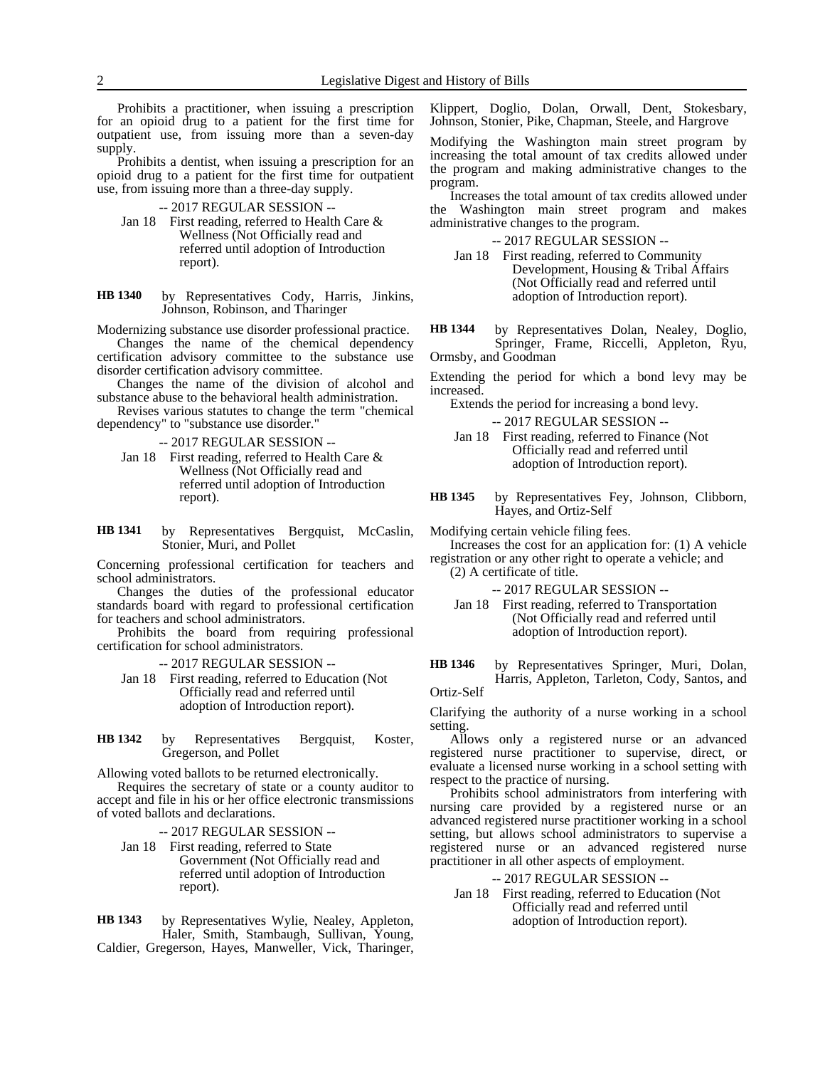Prohibits a practitioner, when issuing a prescription for an opioid drug to a patient for the first time for outpatient use, from issuing more than a seven-day supply.

Prohibits a dentist, when issuing a prescription for an opioid drug to a patient for the first time for outpatient use, from issuing more than a three-day supply.

-- 2017 REGULAR SESSION --

Jan 18 First reading, referred to Health Care & Wellness (Not Officially read and referred until adoption of Introduction report).

**HB 1340** by Representatives Cody, Harris, Jinkins, Johnson, Robinson, and Tharinger

Modernizing substance use disorder professional practice.

Changes the name of the chemical dependency certification advisory committee to the substance use disorder certification advisory committee.

Changes the name of the division of alcohol and substance abuse to the behavioral health administration.

Revises various statutes to change the term "chemical dependency" to "substance use disorder."

-- 2017 REGULAR SESSION --

Jan 18 First reading, referred to Health Care & Wellness (Not Officially read and referred until adoption of Introduction report).

**HB 1341** by Representatives Bergquist, McCaslin, Stonier, Muri, and Pollet

Concerning professional certification for teachers and school administrators.

Changes the duties of the professional educator standards board with regard to professional certification for teachers and school administrators.

Prohibits the board from requiring professional certification for school administrators.

-- 2017 REGULAR SESSION --

Jan 18 First reading, referred to Education (Not Officially read and referred until adoption of Introduction report).

**HB 1342** by Representatives Bergquist, Koster, Gregerson, and Pollet

Allowing voted ballots to be returned electronically.

Requires the secretary of state or a county auditor to accept and file in his or her office electronic transmissions of voted ballots and declarations.

-- 2017 REGULAR SESSION --

Jan 18 First reading, referred to State Government (Not Officially read and referred until adoption of Introduction report).

**HB 1343** by Representatives Wylie, Nealey, Appleton, Haler, Smith, Stambaugh, Sullivan, Young, Caldier, Gregerson, Hayes, Manweller, Vick, Tharinger, Klippert, Doglio, Dolan, Orwall, Dent, Stokesbary, Johnson, Stonier, Pike, Chapman, Steele, and Hargrove

Modifying the Washington main street program by increasing the total amount of tax credits allowed under the program and making administrative changes to the program.

Increases the total amount of tax credits allowed under the Washington main street program and makes administrative changes to the program.

-- 2017 REGULAR SESSION --

Jan 18 First reading, referred to Community Development, Housing & Tribal Affairs (Not Officially read and referred until adoption of Introduction report).

**HB 1344** by Representatives Dolan, Nealey, Doglio, Springer, Frame, Riccelli, Appleton, Ryu, Ormsby, and Goodman

Extending the period for which a bond levy may be increased.

Extends the period for increasing a bond levy.

-- 2017 REGULAR SESSION --

Jan 18 First reading, referred to Finance (Not Officially read and referred until adoption of Introduction report).

**HB 1345** by Representatives Fey, Johnson, Clibborn, Hayes, and Ortiz-Self

Modifying certain vehicle filing fees.

Increases the cost for an application for: (1) A vehicle registration or any other right to operate a vehicle; and (2) A certificate of title.

-- 2017 REGULAR SESSION --

Jan 18 First reading, referred to Transportation (Not Officially read and referred until adoption of Introduction report).

**HB 1346** by Representatives Springer, Muri, Dolan, Harris, Appleton, Tarleton, Cody, Santos, and Ortiz-Self

Clarifying the authority of a nurse working in a school setting.

Allows only a registered nurse or an advanced registered nurse practitioner to supervise, direct, or evaluate a licensed nurse working in a school setting with respect to the practice of nursing.

Prohibits school administrators from interfering with nursing care provided by a registered nurse or an advanced registered nurse practitioner working in a school setting, but allows school administrators to supervise a registered nurse or an advanced registered nurse practitioner in all other aspects of employment.

-- 2017 REGULAR SESSION --

Jan 18 First reading, referred to Education (Not Officially read and referred until adoption of Introduction report).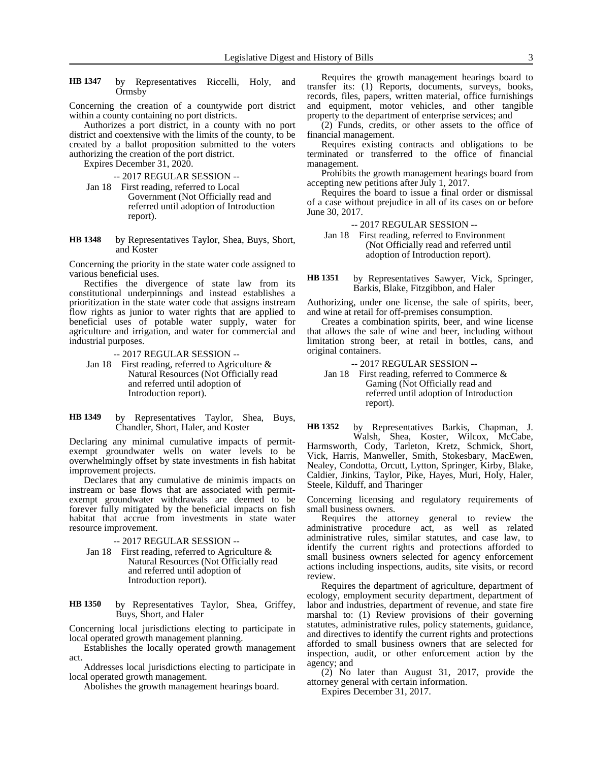**HB 1347** by Representatives Riccelli, Holy, and Ormsby

Concerning the creation of a countywide port district within a county containing no port districts.

Authorizes a port district, in a county with no port district and coextensive with the limits of the county, to be created by a ballot proposition submitted to the voters authorizing the creation of the port district.

Expires December 31, 2020.

-- 2017 REGULAR SESSION --

Jan 18 First reading, referred to Local Government (Not Officially read and referred until adoption of Introduction report).

**HB 1348** by Representatives Taylor, Shea, Buys, Short, and Koster

Concerning the priority in the state water code assigned to various beneficial uses.

Rectifies the divergence of state law from its constitutional underpinnings and instead establishes a prioritization in the state water code that assigns instream flow rights as junior to water rights that are applied to beneficial uses of potable water supply, water for agriculture and irrigation, and water for commercial and industrial purposes.

-- 2017 REGULAR SESSION --

Jan 18 First reading, referred to Agriculture & Natural Resources (Not Officially read and referred until adoption of Introduction report).

**HB 1349** by Representatives Taylor, Shea, Buys, Chandler, Short, Haler, and Koster

Declaring any minimal cumulative impacts of permit-exempt groundwater wells on water levels to be overwhelmingly offset by state investments in fish habitat improvement projects.

Declares that any cumulative de minimis impacts on instream or base flows that are associated with permit-exempt groundwater withdrawals are deemed to be forever fully mitigated by the beneficial impacts on fish habitat that accrue from investments in state water resource improvement.

-- 2017 REGULAR SESSION --

Jan 18 First reading, referred to Agriculture & Natural Resources (Not Officially read and referred until adoption of Introduction report).

**HB 1350** by Representatives Taylor, Shea, Griffey, Buys, Short, and Haler

Concerning local jurisdictions electing to participate in local operated growth management planning.

Establishes the locally operated growth management act.

Addresses local jurisdictions electing to participate in local operated growth management.

Abolishes the growth management hearings board.

Requires the growth management hearings board to transfer its: (1) Reports, documents, surveys, books, records, files, papers, written material, office furnishings and equipment, motor vehicles, and other tangible property to the department of enterprise services; and

(2) Funds, credits, or other assets to the office of financial management.

Requires existing contracts and obligations to be terminated or transferred to the office of financial management.

Prohibits the growth management hearings board from accepting new petitions after July 1, 2017.

Requires the board to issue a final order or dismissal of a case without prejudice in all of its cases on or before June 30, 2017.

-- 2017 REGULAR SESSION --

Jan 18 First reading, referred to Environment (Not Officially read and referred until adoption of Introduction report).

**HB 1351** by Representatives Sawyer, Vick, Springer, Barkis, Blake, Fitzgibbon, and Haler

Authorizing, under one license, the sale of spirits, beer, and wine at retail for off-premises consumption.

Creates a combination spirits, beer, and wine license that allows the sale of wine and beer, including without limitation strong beer, at retail in bottles, cans, and original containers.

-- 2017 REGULAR SESSION --

Jan 18 First reading, referred to Commerce & Gaming (Not Officially read and referred until adoption of Introduction report).

**HB 1352** by Representatives Barkis, Chapman, J. Walsh, Shea, Koster, Wilcox, McCabe, Harmsworth, Cody, Tarleton, Kretz, Schmick, Short, Vick, Harris, Manweller, Smith, Stokesbary, MacEwen, Nealey, Condotta, Orcutt, Lytton, Springer, Kirby, Blake, Caldier, Jinkins, Taylor, Pike, Hayes, Muri, Holy, Haler, Steele, Kilduff, and Tharinger

Concerning licensing and regulatory requirements of small business owners.

Requires the attorney general to review the administrative procedure act, as well as related administrative rules, similar statutes, and case law, to identify the current rights and protections afforded to small business owners selected for agency enforcement actions including inspections, audits, site visits, or record review.

Requires the department of agriculture, department of ecology, employment security department, department of labor and industries, department of revenue, and state fire marshal to: (1) Review provisions of their governing statutes, administrative rules, policy statements, guidance, and directives to identify the current rights and protections afforded to small business owners that are selected for inspection, audit, or other enforcement action by the agency; and

(2) No later than August 31, 2017, provide the attorney general with certain information.

Expires December 31, 2017.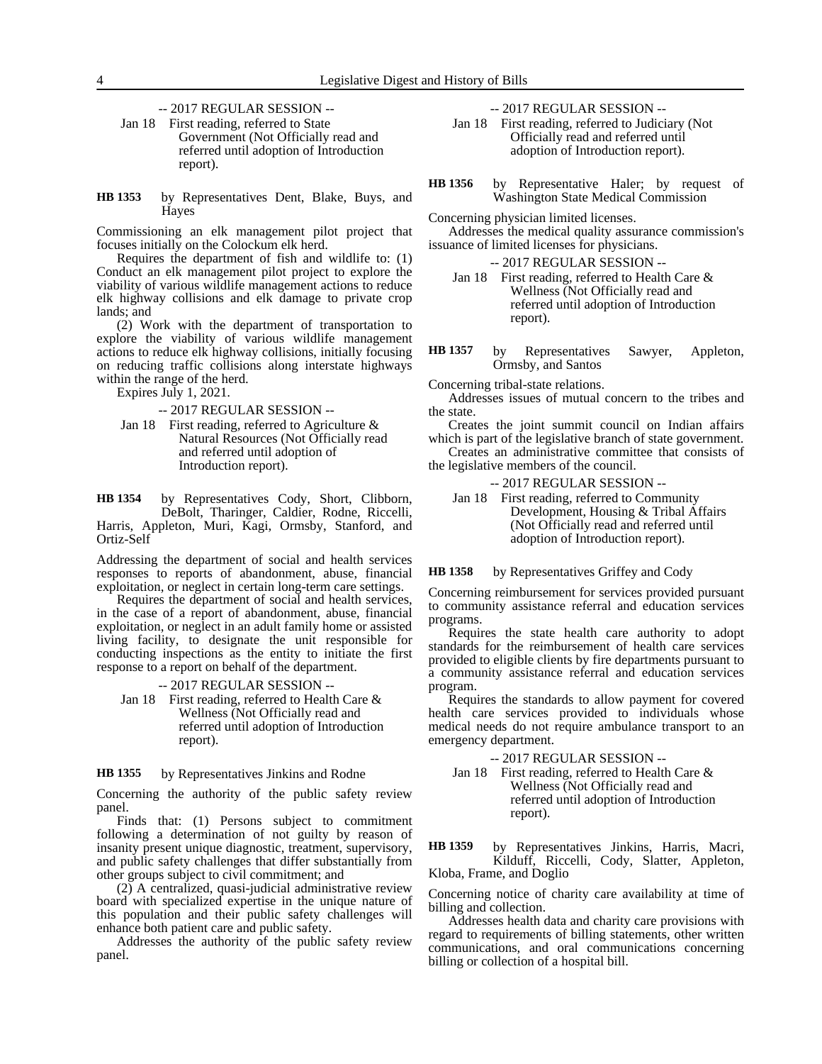-- 2017 REGULAR SESSION --

Jan 18 First reading, referred to State Government (Not Officially read and referred until adoption of Introduction report).

**HB 1353** by Representatives Dent, Blake, Buys, and Hayes

Commissioning an elk management pilot project that focuses initially on the Colockum elk herd.

Requires the department of fish and wildlife to: (1) Conduct an elk management pilot project to explore the viability of various wildlife management actions to reduce elk highway collisions and elk damage to private crop lands; and

(2) Work with the department of transportation to explore the viability of various wildlife management actions to reduce elk highway collisions, initially focusing on reducing traffic collisions along interstate highways within the range of the herd.

Expires July 1, 2021.

-- 2017 REGULAR SESSION --

Jan 18 First reading, referred to Agriculture & Natural Resources (Not Officially read and referred until adoption of Introduction report).

**HB 1354** by Representatives Cody, Short, Clibborn, DeBolt, Tharinger, Caldier, Rodne, Riccelli, Harris, Appleton, Muri, Kagi, Ormsby, Stanford, and Ortiz-Self

Addressing the department of social and health services responses to reports of abandonment, abuse, financial exploitation, or neglect in certain long-term care settings.

Requires the department of social and health services, in the case of a report of abandonment, abuse, financial exploitation, or neglect in an adult family home or assisted living facility, to designate the unit responsible for conducting inspections as the entity to initiate the first response to a report on behalf of the department.

-- 2017 REGULAR SESSION --

Jan 18 First reading, referred to Health Care & Wellness (Not Officially read and referred until adoption of Introduction report).

**HB 1355** by Representatives Jinkins and Rodne

Concerning the authority of the public safety review panel.

Finds that: (1) Persons subject to commitment following a determination of not guilty by reason of insanity present unique diagnostic, treatment, supervisory, and public safety challenges that differ substantially from other groups subject to civil commitment; and

(2) A centralized, quasi-judicial administrative review board with specialized expertise in the unique nature of this population and their public safety challenges will enhance both patient care and public safety.

Addresses the authority of the public safety review panel.

-- 2017 REGULAR SESSION --

Jan 18 First reading, referred to Judiciary (Not Officially read and referred until adoption of Introduction report).

**HB 1356** by Representative Haler; by request of Washington State Medical Commission

Concerning physician limited licenses.

Addresses the medical quality assurance commission's issuance of limited licenses for physicians.

-- 2017 REGULAR SESSION --

Jan 18 First reading, referred to Health Care & Wellness (Not Officially read and referred until adoption of Introduction report).

**HB 1357** by Representatives Sawyer, Appleton, Ormsby, and Santos

Concerning tribal-state relations.

Addresses issues of mutual concern to the tribes and the state.

Creates the joint summit council on Indian affairs which is part of the legislative branch of state government.

Creates an administrative committee that consists of the legislative members of the council.

-- 2017 REGULAR SESSION --

Jan 18 First reading, referred to Community Development, Housing & Tribal Affairs (Not Officially read and referred until adoption of Introduction report).

**HB 1358** by Representatives Griffey and Cody

Concerning reimbursement for services provided pursuant to community assistance referral and education services programs.

Requires the state health care authority to adopt standards for the reimbursement of health care services provided to eligible clients by fire departments pursuant to a community assistance referral and education services program.

Requires the standards to allow payment for covered health care services provided to individuals whose medical needs do not require ambulance transport to an emergency department.

-- 2017 REGULAR SESSION --

Jan 18 First reading, referred to Health Care & Wellness (Not Officially read and referred until adoption of Introduction report).

**HB 1359** by Representatives Jinkins, Harris, Macri, Kilduff, Riccelli, Cody, Slatter, Appleton, Kloba, Frame, and Doglio

Concerning notice of charity care availability at time of billing and collection.

Addresses health data and charity care provisions with regard to requirements of billing statements, other written communications, and oral communications concerning billing or collection of a hospital bill.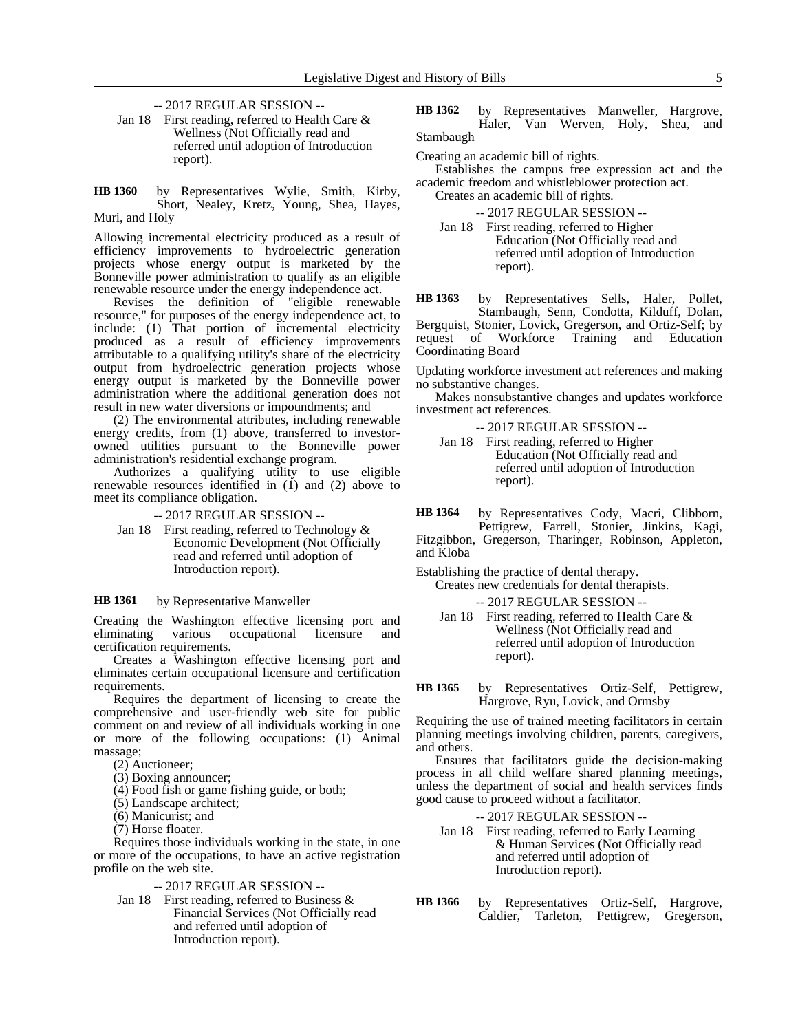-- 2017 REGULAR SESSION --

Jan 18 First reading, referred to Health Care & Wellness (Not Officially read and referred until adoption of Introduction report).

**HB 1360** by Representatives Wylie, Smith, Kirby, Short, Nealey, Kretz, Young, Shea, Hayes, Muri, and Holy

Allowing incremental electricity produced as a result of efficiency improvements to hydroelectric generation projects whose energy output is marketed by the Bonneville power administration to qualify as an eligible renewable resource under the energy independence act.

Revises the definition of "eligible renewable resource," for purposes of the energy independence act, to include: (1) That portion of incremental electricity produced as a result of efficiency improvements attributable to a qualifying utility's share of the electricity output from hydroelectric generation projects whose energy output is marketed by the Bonneville power administration where the additional generation does not result in new water diversions or impoundments; and

(2) The environmental attributes, including renewable energy credits, from (1) above, transferred to investor-owned utilities pursuant to the Bonneville power administration's residential exchange program.

Authorizes a qualifying utility to use eligible renewable resources identified in (1) and (2) above to meet its compliance obligation.

-- 2017 REGULAR SESSION --

Jan 18 First reading, referred to Technology & Economic Development (Not Officially read and referred until adoption of Introduction report).

**HB 1361** by Representative Manweller

Creating the Washington effective licensing port and eliminating various occupational licensure and certification requirements.

Creates a Washington effective licensing port and eliminates certain occupational licensure and certification requirements.

Requires the department of licensing to create the comprehensive and user-friendly web site for public comment on and review of all individuals working in one or more of the following occupations: (1) Animal massage;

(2) Auctioneer;

(3) Boxing announcer;

(4) Food fish or game fishing guide, or both;

(5) Landscape architect;

(6) Manicurist; and

(7) Horse floater.

Requires those individuals working in the state, in one or more of the occupations, to have an active registration profile on the web site.

-- 2017 REGULAR SESSION --

Jan 18 First reading, referred to Business & Financial Services (Not Officially read and referred until adoption of Introduction report).

**HB 1362** by Representatives Manweller, Hargrove, Haler, Van Werven, Holy, Shea, and Stambaugh

Creating an academic bill of rights.

Establishes the campus free expression act and the academic freedom and whistleblower protection act.

Creates an academic bill of rights.

-- 2017 REGULAR SESSION --

Jan 18 First reading, referred to Higher Education (Not Officially read and referred until adoption of Introduction report).

**HB 1363** by Representatives Sells, Haler, Pollet, Stambaugh, Senn, Condotta, Kilduff, Dolan, Bergquist, Stonier, Lovick, Gregerson, and Ortiz-Self; by request of Workforce Training and Education Coordinating Board

Updating workforce investment act references and making no substantive changes.

Makes nonsubstantive changes and updates workforce investment act references.

-- 2017 REGULAR SESSION --

Jan 18 First reading, referred to Higher Education (Not Officially read and referred until adoption of Introduction report).

**HB 1364** by Representatives Cody, Macri, Clibborn, Pettigrew, Farrell, Stonier, Jinkins, Kagi, Fitzgibbon, Gregerson, Tharinger, Robinson, Appleton, and Kloba

Establishing the practice of dental therapy.

Creates new credentials for dental therapists.

-- 2017 REGULAR SESSION --

Jan 18 First reading, referred to Health Care & Wellness (Not Officially read and referred until adoption of Introduction report).

**HB 1365** by Representatives Ortiz-Self, Pettigrew, Hargrove, Ryu, Lovick, and Ormsby

Requiring the use of trained meeting facilitators in certain planning meetings involving children, parents, caregivers, and others.

Ensures that facilitators guide the decision-making process in all child welfare shared planning meetings, unless the department of social and health services finds good cause to proceed without a facilitator.

-- 2017 REGULAR SESSION --

Jan 18 First reading, referred to Early Learning & Human Services (Not Officially read and referred until adoption of Introduction report).

**HB 1366** by Representatives Ortiz-Self, Hargrove, Caldier, Tarleton, Pettigrew, Gregerson,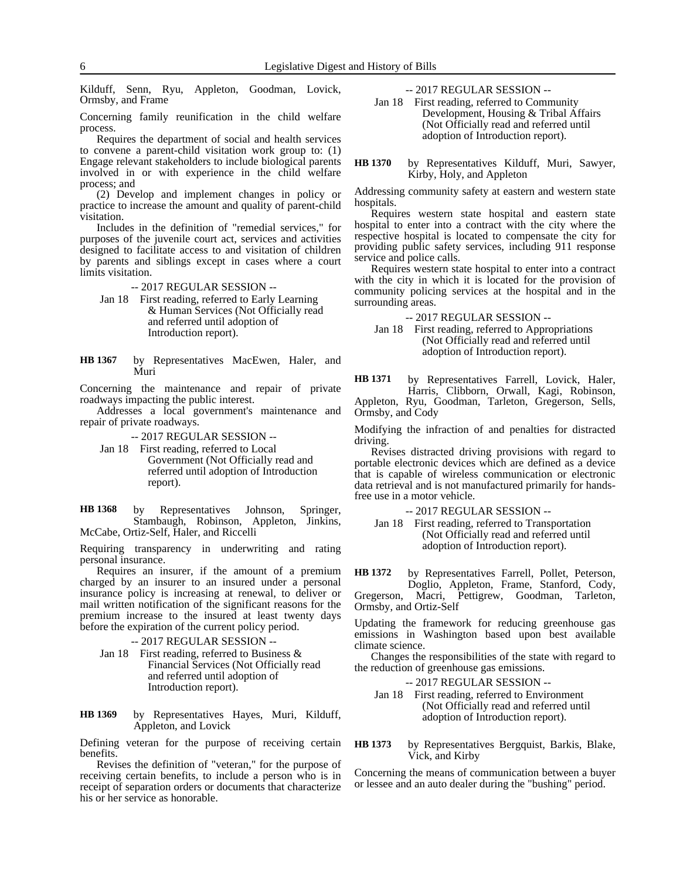Kilduff, Senn, Ryu, Appleton, Goodman, Lovick, Ormsby, and Frame

Concerning family reunification in the child welfare process.

Requires the department of social and health services to convene a parent-child visitation work group to: (1) Engage relevant stakeholders to include biological parents involved in or with experience in the child welfare process; and

(2) Develop and implement changes in policy or practice to increase the amount and quality of parent-child visitation.

Includes in the definition of "remedial services," for purposes of the juvenile court act, services and activities designed to facilitate access to and visitation of children by parents and siblings except in cases where a court limits visitation.

-- 2017 REGULAR SESSION --

Jan 18 First reading, referred to Early Learning & Human Services (Not Officially read and referred until adoption of Introduction report).

**HB 1367** by Representatives MacEwen, Haler, and Muri

Concerning the maintenance and repair of private roadways impacting the public interest.

Addresses a local government's maintenance and repair of private roadways.

-- 2017 REGULAR SESSION --

Jan 18 First reading, referred to Local Government (Not Officially read and referred until adoption of Introduction report).

**HB 1368** by Representatives Johnson, Springer, Stambaugh, Robinson, Appleton, Jinkins, McCabe, Ortiz-Self, Haler, and Riccelli

Requiring transparency in underwriting and rating personal insurance.

Requires an insurer, if the amount of a premium charged by an insurer to an insured under a personal insurance policy is increasing at renewal, to deliver or mail written notification of the significant reasons for the premium increase to the insured at least twenty days before the expiration of the current policy period.

-- 2017 REGULAR SESSION --

Jan 18 First reading, referred to Business & Financial Services (Not Officially read and referred until adoption of Introduction report).

**HB 1369** by Representatives Hayes, Muri, Kilduff, Appleton, and Lovick

Defining veteran for the purpose of receiving certain benefits.

Revises the definition of "veteran," for the purpose of receiving certain benefits, to include a person who is in receipt of separation orders or documents that characterize his or her service as honorable.

-- 2017 REGULAR SESSION --

Jan 18 First reading, referred to Community Development, Housing & Tribal Affairs (Not Officially read and referred until adoption of Introduction report).

**HB 1370** by Representatives Kilduff, Muri, Sawyer, Kirby, Holy, and Appleton

Addressing community safety at eastern and western state hospitals.

Requires western state hospital and eastern state hospital to enter into a contract with the city where the respective hospital is located to compensate the city for providing public safety services, including 911 response service and police calls.

Requires western state hospital to enter into a contract with the city in which it is located for the provision of community policing services at the hospital and in the surrounding areas.

-- 2017 REGULAR SESSION --

Jan 18 First reading, referred to Appropriations (Not Officially read and referred until adoption of Introduction report).

**HB 1371** by Representatives Farrell, Lovick, Haler, Harris, Clibborn, Orwall, Kagi, Robinson, Appleton, Ryu, Goodman, Tarleton, Gregerson, Sells, Ormsby, and Cody

Modifying the infraction of and penalties for distracted driving.

Revises distracted driving provisions with regard to portable electronic devices which are defined as a device that is capable of wireless communication or electronic data retrieval and is not manufactured primarily for hands-free use in a motor vehicle.

-- 2017 REGULAR SESSION --

Jan 18 First reading, referred to Transportation (Not Officially read and referred until adoption of Introduction report).

**HB 1372** by Representatives Farrell, Pollet, Peterson, Doglio, Appleton, Frame, Stanford, Cody, Gregerson, Macri, Pettigrew, Goodman, Tarleton, Ormsby, and Ortiz-Self

Updating the framework for reducing greenhouse gas emissions in Washington based upon best available climate science.

Changes the responsibilities of the state with regard to the reduction of greenhouse gas emissions.

-- 2017 REGULAR SESSION --

Jan 18 First reading, referred to Environment (Not Officially read and referred until adoption of Introduction report).

**HB 1373** by Representatives Bergquist, Barkis, Blake, Vick, and Kirby

Concerning the means of communication between a buyer or lessee and an auto dealer during the "bushing" period.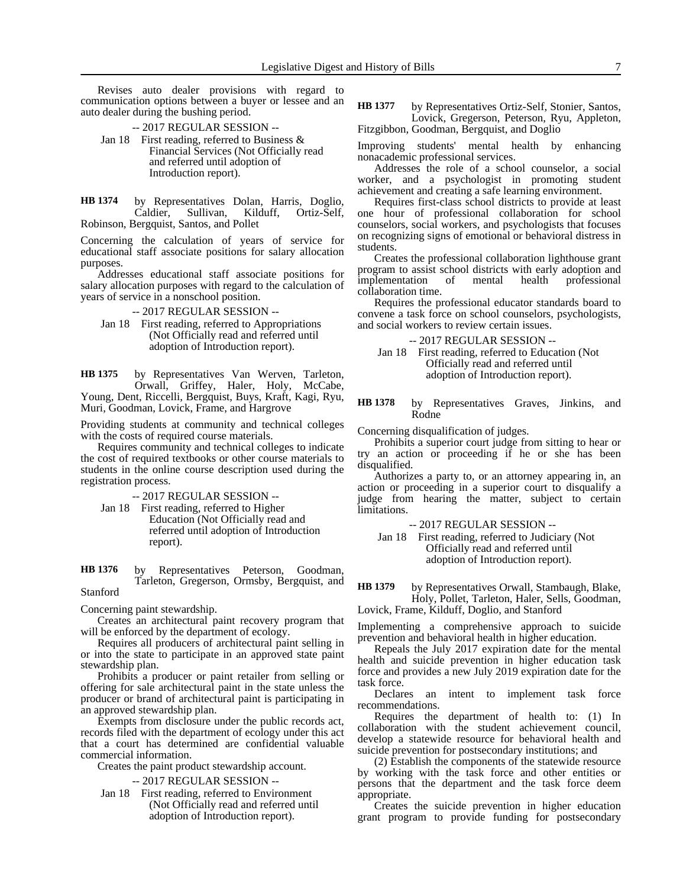Revises auto dealer provisions with regard to communication options between a buyer or lessee and an auto dealer during the bushing period.

-- 2017 REGULAR SESSION --

Jan 18 First reading, referred to Business & Financial Services (Not Officially read and referred until adoption of Introduction report).

**HB 1374** by Representatives Dolan, Harris, Doglio, Caldier, Sullivan, Kilduff, Ortiz-Self, Robinson, Bergquist, Santos, and Pollet

Concerning the calculation of years of service for educational staff associate positions for salary allocation purposes.

Addresses educational staff associate positions for salary allocation purposes with regard to the calculation of years of service in a nonschool position.

-- 2017 REGULAR SESSION --

Jan 18 First reading, referred to Appropriations (Not Officially read and referred until adoption of Introduction report).

**HB 1375** by Representatives Van Werven, Tarleton, Orwall, Griffey, Haler, Holy, McCabe, Young, Dent, Riccelli, Bergquist, Buys, Kraft, Kagi, Ryu, Muri, Goodman, Lovick, Frame, and Hargrove

Providing students at community and technical colleges with the costs of required course materials.

Requires community and technical colleges to indicate the cost of required textbooks or other course materials to students in the online course description used during the registration process.

-- 2017 REGULAR SESSION --

Jan 18 First reading, referred to Higher Education (Not Officially read and referred until adoption of Introduction report).

**HB 1376** by Representatives Peterson, Goodman, Tarleton, Gregerson, Ormsby, Bergquist, and Stanford

Concerning paint stewardship.

Creates an architectural paint recovery program that will be enforced by the department of ecology.

Requires all producers of architectural paint selling in or into the state to participate in an approved state paint stewardship plan.

Prohibits a producer or paint retailer from selling or offering for sale architectural paint in the state unless the producer or brand of architectural paint is participating in an approved stewardship plan.

Exempts from disclosure under the public records act, records filed with the department of ecology under this act that a court has determined are confidential valuable commercial information.

Creates the paint product stewardship account.

-- 2017 REGULAR SESSION --

Jan 18 First reading, referred to Environment (Not Officially read and referred until adoption of Introduction report).

**HB 1377** by Representatives Ortiz-Self, Stonier, Santos, Lovick, Gregerson, Peterson, Ryu, Appleton, Fitzgibbon, Goodman, Bergquist, and Doglio

Improving students' mental health by enhancing nonacademic professional services.

Addresses the role of a school counselor, a social worker, and a psychologist in promoting student achievement and creating a safe learning environment.

Requires first-class school districts to provide at least one hour of professional collaboration for school counselors, social workers, and psychologists that focuses on recognizing signs of emotional or behavioral distress in students.

Creates the professional collaboration lighthouse grant program to assist school districts with early adoption and implementation of mental health professional collaboration time.

Requires the professional educator standards board to convene a task force on school counselors, psychologists, and social workers to review certain issues.

-- 2017 REGULAR SESSION --

Jan 18 First reading, referred to Education (Not Officially read and referred until adoption of Introduction report).

**HB 1378** by Representatives Graves, Jinkins, and Rodne

Concerning disqualification of judges.

Prohibits a superior court judge from sitting to hear or try an action or proceeding if he or she has been disqualified.

Authorizes a party to, or an attorney appearing in, an action or proceeding in a superior court to disqualify a judge from hearing the matter, subject to certain limitations.

-- 2017 REGULAR SESSION --

Jan 18 First reading, referred to Judiciary (Not Officially read and referred until adoption of Introduction report).

**HB 1379** by Representatives Orwall, Stambaugh, Blake, Holy, Pollet, Tarleton, Haler, Sells, Goodman, Lovick, Frame, Kilduff, Doglio, and Stanford

Implementing a comprehensive approach to suicide prevention and behavioral health in higher education.

Repeals the July 2017 expiration date for the mental health and suicide prevention in higher education task force and provides a new July 2019 expiration date for the task force.

Declares an intent to implement task force recommendations.

Requires the department of health to: (1) In collaboration with the student achievement council, develop a statewide resource for behavioral health and suicide prevention for postsecondary institutions; and

(2) Establish the components of the statewide resource by working with the task force and other entities or persons that the department and the task force deem appropriate.

Creates the suicide prevention in higher education grant program to provide funding for postsecondary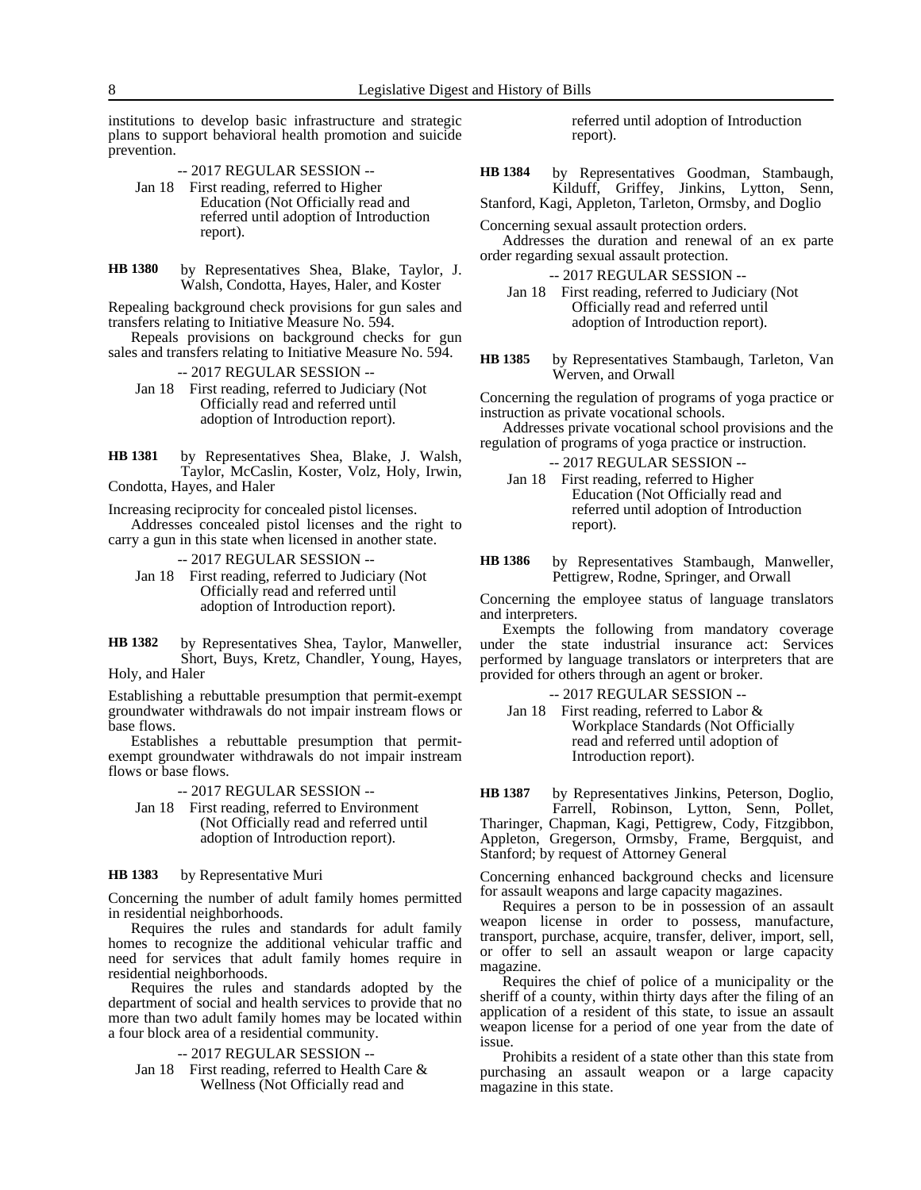institutions to develop basic infrastructure and strategic plans to support behavioral health promotion and suicide prevention.

-- 2017 REGULAR SESSION --

Jan 18 First reading, referred to Higher Education (Not Officially read and referred until adoption of Introduction report).

**HB 1380** by Representatives Shea, Blake, Taylor, J. Walsh, Condotta, Hayes, Haler, and Koster

Repealing background check provisions for gun sales and transfers relating to Initiative Measure No. 594.

Repeals provisions on background checks for gun sales and transfers relating to Initiative Measure No. 594.

-- 2017 REGULAR SESSION --

Jan 18 First reading, referred to Judiciary (Not Officially read and referred until adoption of Introduction report).

**HB 1381** by Representatives Shea, Blake, J. Walsh, Taylor, McCaslin, Koster, Volz, Holy, Irwin, Condotta, Hayes, and Haler

Increasing reciprocity for concealed pistol licenses.

Addresses concealed pistol licenses and the right to carry a gun in this state when licensed in another state.

-- 2017 REGULAR SESSION --

Jan 18 First reading, referred to Judiciary (Not Officially read and referred until adoption of Introduction report).

**HB 1382** by Representatives Shea, Taylor, Manweller, Short, Buys, Kretz, Chandler, Young, Hayes, Holy, and Haler

Establishing a rebuttable presumption that permit-exempt groundwater withdrawals do not impair instream flows or base flows.

Establishes a rebuttable presumption that permit-exempt groundwater withdrawals do not impair instream flows or base flows.

-- 2017 REGULAR SESSION --

Jan 18 First reading, referred to Environment (Not Officially read and referred until adoption of Introduction report).

**HB 1383** by Representative Muri

Concerning the number of adult family homes permitted in residential neighborhoods.

Requires the rules and standards for adult family homes to recognize the additional vehicular traffic and need for services that adult family homes require in residential neighborhoods.

Requires the rules and standards adopted by the department of social and health services to provide that no more than two adult family homes may be located within a four block area of a residential community.

-- 2017 REGULAR SESSION --

Jan 18 First reading, referred to Health Care & Wellness (Not Officially read and referred until adoption of Introduction report).

**HB 1384** by Representatives Goodman, Stambaugh, Kilduff, Griffey, Jinkins, Lytton, Senn, Stanford, Kagi, Appleton, Tarleton, Ormsby, and Doglio

Concerning sexual assault protection orders.

Addresses the duration and renewal of an ex parte order regarding sexual assault protection.

-- 2017 REGULAR SESSION --

Jan 18 First reading, referred to Judiciary (Not Officially read and referred until adoption of Introduction report).

**HB 1385** by Representatives Stambaugh, Tarleton, Van Werven, and Orwall

Concerning the regulation of programs of yoga practice or instruction as private vocational schools.

Addresses private vocational school provisions and the regulation of programs of yoga practice or instruction.

-- 2017 REGULAR SESSION --

Jan 18 First reading, referred to Higher Education (Not Officially read and referred until adoption of Introduction report).

**HB 1386** by Representatives Stambaugh, Manweller, Pettigrew, Rodne, Springer, and Orwall

Concerning the employee status of language translators and interpreters.

Exempts the following from mandatory coverage under the state industrial insurance act: Services performed by language translators or interpreters that are provided for others through an agent or broker.

-- 2017 REGULAR SESSION --

Jan 18 First reading, referred to Labor & Workplace Standards (Not Officially read and referred until adoption of Introduction report).

**HB 1387** by Representatives Jinkins, Peterson, Doglio, Farrell, Robinson, Lytton, Senn, Pollet, Tharinger, Chapman, Kagi, Pettigrew, Cody, Fitzgibbon, Appleton, Gregerson, Ormsby, Frame, Bergquist, and Stanford; by request of Attorney General

Concerning enhanced background checks and licensure for assault weapons and large capacity magazines.

Requires a person to be in possession of an assault weapon license in order to possess, manufacture, transport, purchase, acquire, transfer, deliver, import, sell, or offer to sell an assault weapon or large capacity magazine.

Requires the chief of police of a municipality or the sheriff of a county, within thirty days after the filing of an application of a resident of this state, to issue an assault weapon license for a period of one year from the date of issue.

Prohibits a resident of a state other than this state from purchasing an assault weapon or a large capacity magazine in this state.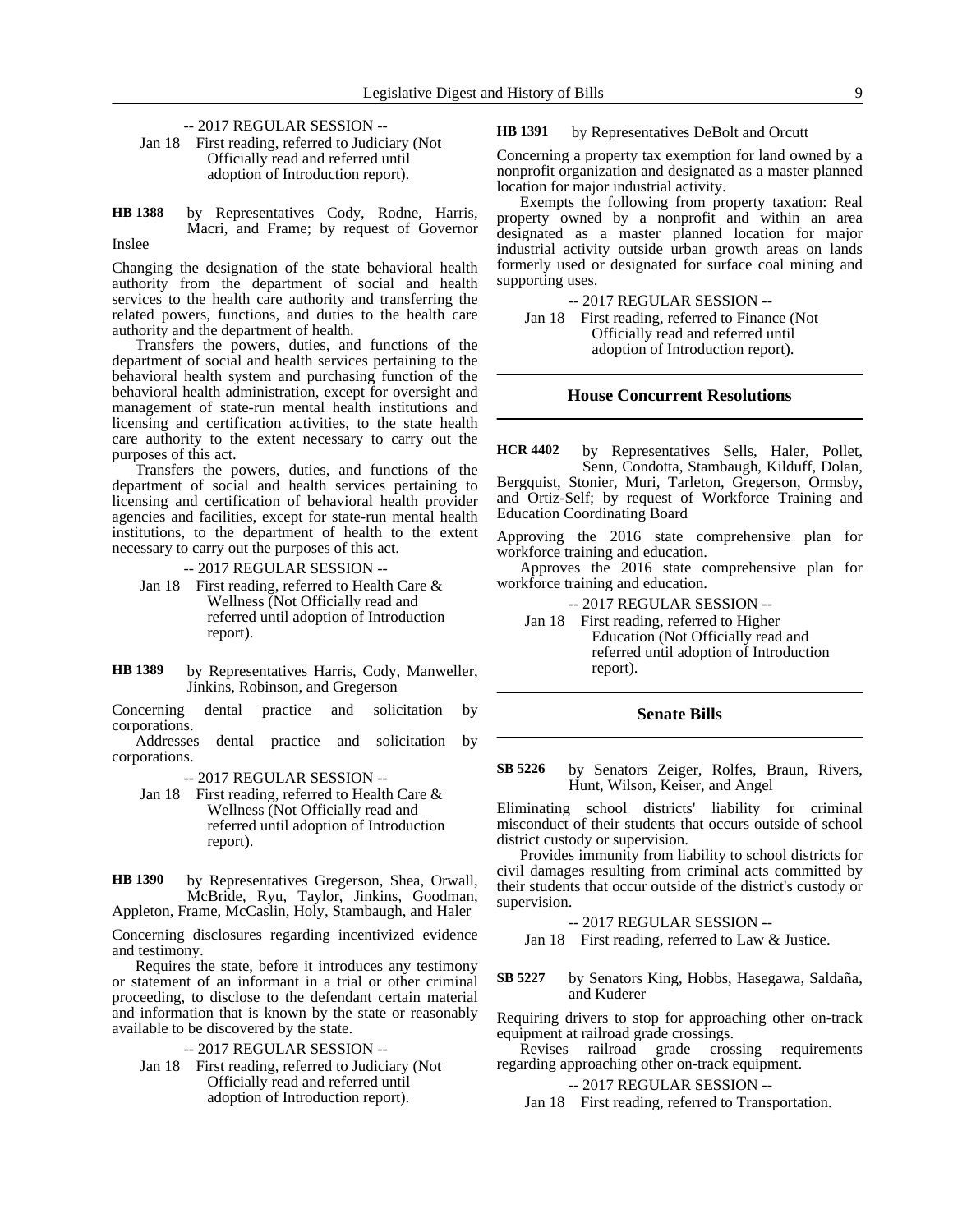-- 2017 REGULAR SESSION --

Jan 18 First reading, referred to Judiciary (Not Officially read and referred until adoption of Introduction report).

**HB 1388** by Representatives Cody, Rodne, Harris, Macri, and Frame; by request of Governor Inslee

Changing the designation of the state behavioral health authority from the department of social and health services to the health care authority and transferring the related powers, functions, and duties to the health care authority and the department of health.

Transfers the powers, duties, and functions of the department of social and health services pertaining to the behavioral health system and purchasing function of the behavioral health administration, except for oversight and management of state-run mental health institutions and licensing and certification activities, to the state health care authority to the extent necessary to carry out the purposes of this act.

Transfers the powers, duties, and functions of the department of social and health services pertaining to licensing and certification of behavioral health provider agencies and facilities, except for state-run mental health institutions, to the department of health to the extent necessary to carry out the purposes of this act.

-- 2017 REGULAR SESSION --

Jan 18 First reading, referred to Health Care & Wellness (Not Officially read and referred until adoption of Introduction report).

**HB 1389** by Representatives Harris, Cody, Manweller, Jinkins, Robinson, and Gregerson

Concerning dental practice and solicitation by corporations.

Addresses dental practice and solicitation by corporations.

-- 2017 REGULAR SESSION --

Jan 18 First reading, referred to Health Care & Wellness (Not Officially read and referred until adoption of Introduction report).

**HB 1390** by Representatives Gregerson, Shea, Orwall, McBride, Ryu, Taylor, Jinkins, Goodman, Appleton, Frame, McCaslin, Holy, Stambaugh, and Haler

Concerning disclosures regarding incentivized evidence and testimony.

Requires the state, before it introduces any testimony or statement of an informant in a trial or other criminal proceeding, to disclose to the defendant certain material and information that is known by the state or reasonably available to be discovered by the state.

-- 2017 REGULAR SESSION --

Jan 18 First reading, referred to Judiciary (Not Officially read and referred until adoption of Introduction report).

**HB 1391** by Representatives DeBolt and Orcutt

Concerning a property tax exemption for land owned by a nonprofit organization and designated as a master planned location for major industrial activity.

Exempts the following from property taxation: Real property owned by a nonprofit and within an area designated as a master planned location for major industrial activity outside urban growth areas on lands formerly used or designated for surface coal mining and supporting uses.

-- 2017 REGULAR SESSION --

Jan 18 First reading, referred to Finance (Not Officially read and referred until adoption of Introduction report).

## House Concurrent Resolutions

**HCR 4402** by Representatives Sells, Haler, Pollet, Senn, Condotta, Stambaugh, Kilduff, Dolan, Bergquist, Stonier, Muri, Tarleton, Gregerson, Ormsby, and Ortiz-Self; by request of Workforce Training and Education Coordinating Board

Approving the 2016 state comprehensive plan for workforce training and education.

Approves the 2016 state comprehensive plan for workforce training and education.

-- 2017 REGULAR SESSION --

Jan 18 First reading, referred to Higher Education (Not Officially read and referred until adoption of Introduction report).

## Senate Bills

**SB 5226** by Senators Zeiger, Rolfes, Braun, Rivers, Hunt, Wilson, Keiser, and Angel

Eliminating school districts' liability for criminal misconduct of their students that occurs outside of school district custody or supervision.

Provides immunity from liability to school districts for civil damages resulting from criminal acts committed by their students that occur outside of the district's custody or supervision.

-- 2017 REGULAR SESSION --

Jan 18 First reading, referred to Law & Justice.

**SB 5227** by Senators King, Hobbs, Hasegawa, Saldaña, and Kuderer

Requiring drivers to stop for approaching other on-track equipment at railroad grade crossings.

Revises railroad grade crossing requirements regarding approaching other on-track equipment.

-- 2017 REGULAR SESSION --

Jan 18 First reading, referred to Transportation.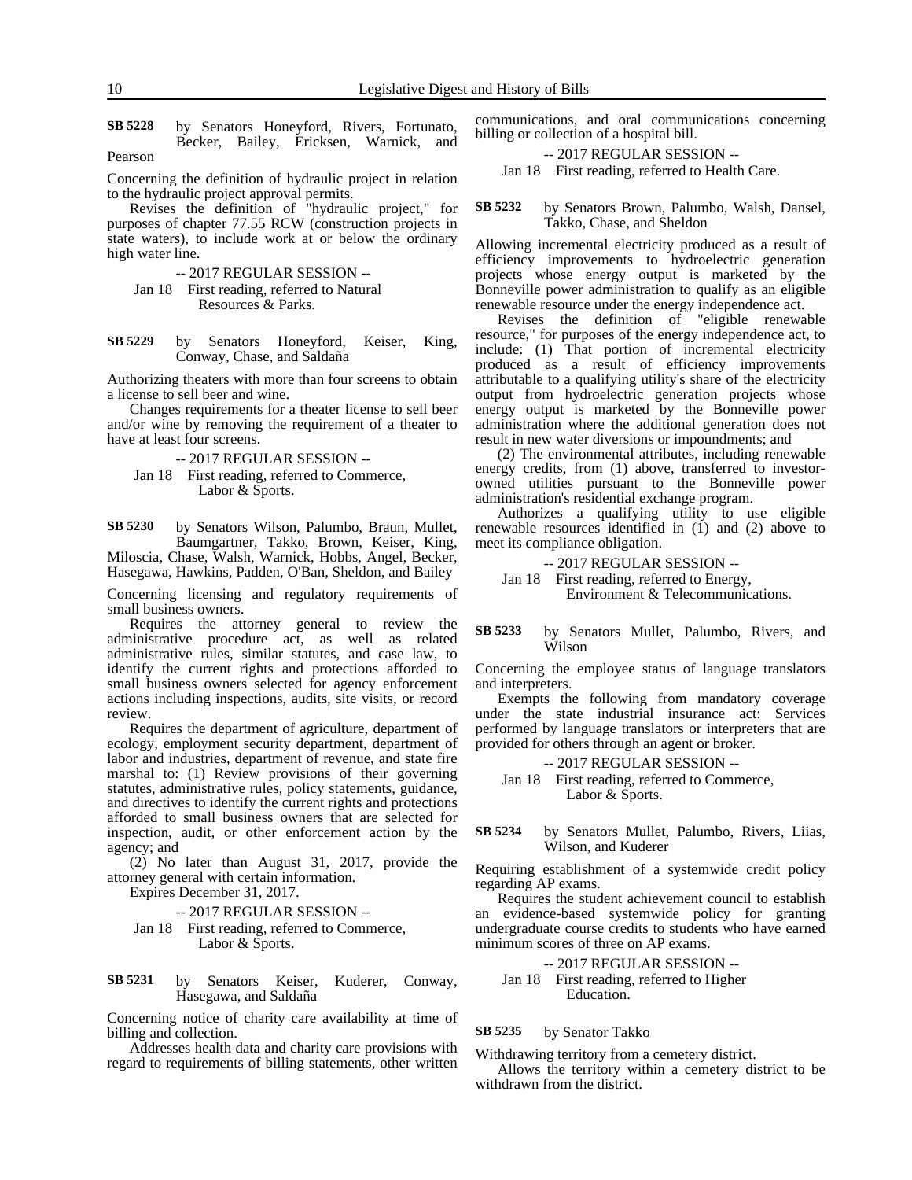**SB 5228** by Senators Honeyford, Rivers, Fortunato, Becker, Bailey, Ericksen, Warnick, and Pearson

Concerning the definition of hydraulic project in relation to the hydraulic project approval permits.

Revises the definition of "hydraulic project," for purposes of chapter 77.55 RCW (construction projects in state waters), to include work at or below the ordinary high water line.

-- 2017 REGULAR SESSION --

Jan 18 First reading, referred to Natural Resources & Parks.

**SB 5229** by Senators Honeyford, Keiser, King, Conway, Chase, and Saldaña

Authorizing theaters with more than four screens to obtain a license to sell beer and wine.

Changes requirements for a theater license to sell beer and/or wine by removing the requirement of a theater to have at least four screens.

-- 2017 REGULAR SESSION --

Jan 18 First reading, referred to Commerce, Labor & Sports.

**SB 5230** by Senators Wilson, Palumbo, Braun, Mullet, Baumgartner, Takko, Brown, Keiser, King, Miloscia, Chase, Walsh, Warnick, Hobbs, Angel, Becker, Hasegawa, Hawkins, Padden, O'Ban, Sheldon, and Bailey

Concerning licensing and regulatory requirements of small business owners.

Requires the attorney general to review the administrative procedure act, as well as related administrative rules, similar statutes, and case law, to identify the current rights and protections afforded to small business owners selected for agency enforcement actions including inspections, audits, site visits, or record review.

Requires the department of agriculture, department of ecology, employment security department, department of labor and industries, department of revenue, and state fire marshal to: (1) Review provisions of their governing statutes, administrative rules, policy statements, guidance, and directives to identify the current rights and protections afforded to small business owners that are selected for inspection, audit, or other enforcement action by the agency; and

(2) No later than August 31, 2017, provide the attorney general with certain information.

Expires December 31, 2017.

-- 2017 REGULAR SESSION --

Jan 18 First reading, referred to Commerce, Labor & Sports.

**SB 5231** by Senators Keiser, Kuderer, Conway, Hasegawa, and Saldaña

Concerning notice of charity care availability at time of billing and collection.

Addresses health data and charity care provisions with regard to requirements of billing statements, other written communications, and oral communications concerning billing or collection of a hospital bill.

-- 2017 REGULAR SESSION --

Jan 18 First reading, referred to Health Care.

**SB 5232** by Senators Brown, Palumbo, Walsh, Dansel, Takko, Chase, and Sheldon

Allowing incremental electricity produced as a result of efficiency improvements to hydroelectric generation projects whose energy output is marketed by the Bonneville power administration to qualify as an eligible renewable resource under the energy independence act.

Revises the definition of "eligible renewable resource," for purposes of the energy independence act, to include: (1) That portion of incremental electricity produced as a result of efficiency improvements attributable to a qualifying utility's share of the electricity output from hydroelectric generation projects whose energy output is marketed by the Bonneville power administration where the additional generation does not result in new water diversions or impoundments; and

(2) The environmental attributes, including renewable energy credits, from (1) above, transferred to investor-owned utilities pursuant to the Bonneville power administration's residential exchange program.

Authorizes a qualifying utility to use eligible renewable resources identified in (1) and (2) above to meet its compliance obligation.

-- 2017 REGULAR SESSION --

Jan 18 First reading, referred to Energy, Environment & Telecommunications.

**SB 5233** by Senators Mullet, Palumbo, Rivers, and Wilson

Concerning the employee status of language translators and interpreters.

Exempts the following from mandatory coverage under the state industrial insurance act: Services performed by language translators or interpreters that are provided for others through an agent or broker.

-- 2017 REGULAR SESSION --

Jan 18 First reading, referred to Commerce, Labor & Sports.

**SB 5234** by Senators Mullet, Palumbo, Rivers, Liias, Wilson, and Kuderer

Requiring establishment of a systemwide credit policy regarding AP exams.

Requires the student achievement council to establish an evidence-based systemwide policy for granting undergraduate course credits to students who have earned minimum scores of three on AP exams.

-- 2017 REGULAR SESSION --

Jan 18 First reading, referred to Higher Education.

**SB 5235** by Senator Takko

Withdrawing territory from a cemetery district.

Allows the territory within a cemetery district to be withdrawn from the district.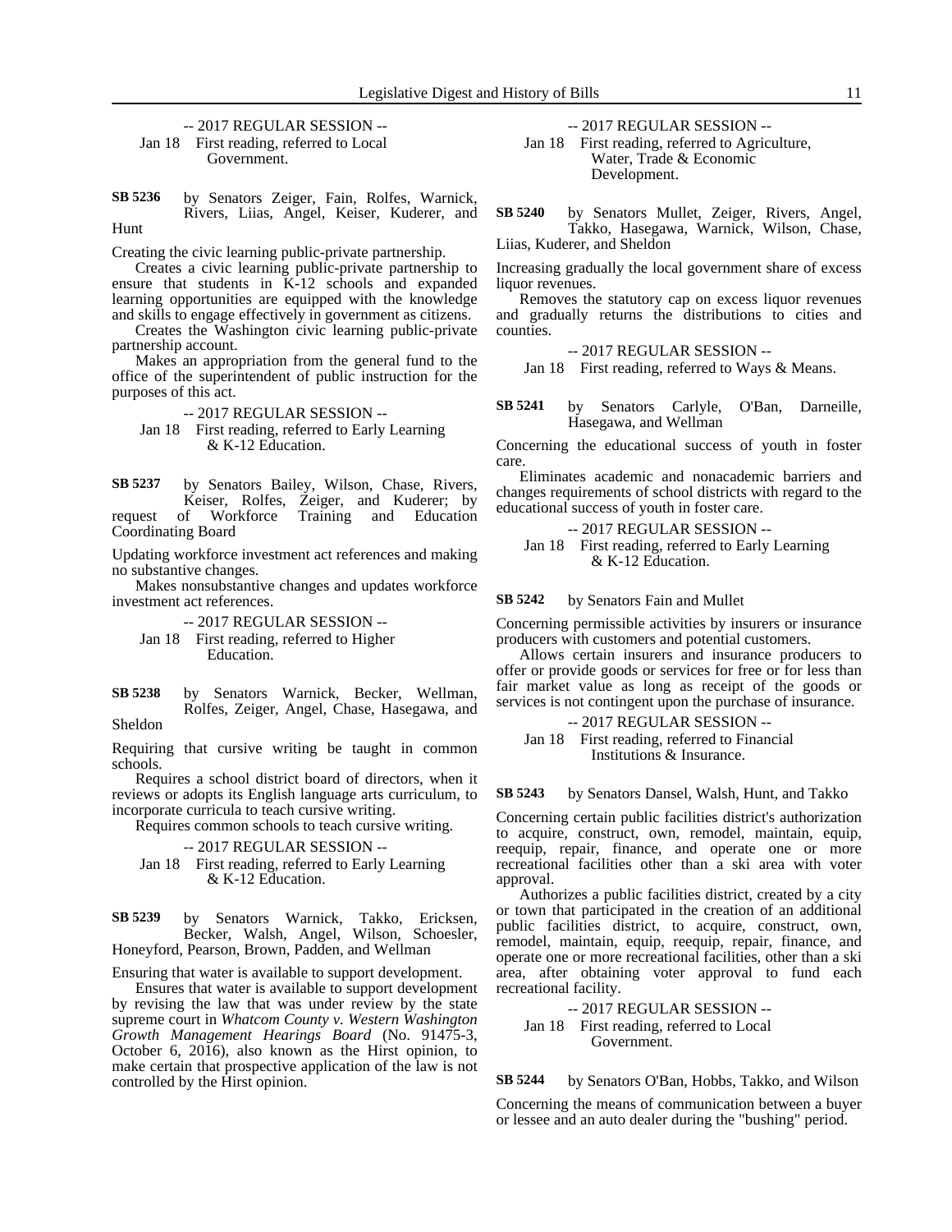-- 2017 REGULAR SESSION --

Jan 18 First reading, referred to Local Government.

**SB 5236** by Senators Zeiger, Fain, Rolfes, Warnick, Rivers, Liias, Angel, Keiser, Kuderer, and Hunt

Creating the civic learning public-private partnership.

Creates a civic learning public-private partnership to ensure that students in K-12 schools and expanded learning opportunities are equipped with the knowledge and skills to engage effectively in government as citizens.

Creates the Washington civic learning public-private partnership account.

Makes an appropriation from the general fund to the office of the superintendent of public instruction for the purposes of this act.

-- 2017 REGULAR SESSION --

Jan 18 First reading, referred to Early Learning & K-12 Education.

**SB 5237** by Senators Bailey, Wilson, Chase, Rivers, Keiser, Rolfes, Zeiger, and Kuderer; by request of Workforce Training and Education Coordinating Board

Updating workforce investment act references and making no substantive changes.

Makes nonsubstantive changes and updates workforce investment act references.

-- 2017 REGULAR SESSION --

Jan 18 First reading, referred to Higher Education.

**SB 5238** by Senators Warnick, Becker, Wellman, Rolfes, Zeiger, Angel, Chase, Hasegawa, and Sheldon

Requiring that cursive writing be taught in common schools.

Requires a school district board of directors, when it reviews or adopts its English language arts curriculum, to incorporate curricula to teach cursive writing.

Requires common schools to teach cursive writing.

-- 2017 REGULAR SESSION --

Jan 18 First reading, referred to Early Learning & K-12 Education.

**SB 5239** by Senators Warnick, Takko, Ericksen, Becker, Walsh, Angel, Wilson, Schoesler, Honeyford, Pearson, Brown, Padden, and Wellman

Ensuring that water is available to support development.

Ensures that water is available to support development by revising the law that was under review by the state supreme court in *Whatcom County v. Western Washington Growth Management Hearings Board* (No. 91475-3, October 6, 2016), also known as the Hirst opinion, to make certain that prospective application of the law is not controlled by the Hirst opinion.

-- 2017 REGULAR SESSION --

Jan 18 First reading, referred to Agriculture, Water, Trade & Economic Development.

**SB 5240** by Senators Mullet, Zeiger, Rivers, Angel, Takko, Hasegawa, Warnick, Wilson, Chase, Liias, Kuderer, and Sheldon

Increasing gradually the local government share of excess liquor revenues.

Removes the statutory cap on excess liquor revenues and gradually returns the distributions to cities and counties.

-- 2017 REGULAR SESSION --

Jan 18 First reading, referred to Ways & Means.

**SB 5241** by Senators Carlyle, O'Ban, Darneille, Hasegawa, and Wellman

Concerning the educational success of youth in foster care.

Eliminates academic and nonacademic barriers and changes requirements of school districts with regard to the educational success of youth in foster care.

-- 2017 REGULAR SESSION --

Jan 18 First reading, referred to Early Learning & K-12 Education.

**SB 5242** by Senators Fain and Mullet

Concerning permissible activities by insurers or insurance producers with customers and potential customers.

Allows certain insurers and insurance producers to offer or provide goods or services for free or for less than fair market value as long as receipt of the goods or services is not contingent upon the purchase of insurance.

-- 2017 REGULAR SESSION --

Jan 18 First reading, referred to Financial Institutions & Insurance.

**SB 5243** by Senators Dansel, Walsh, Hunt, and Takko

Concerning certain public facilities district's authorization to acquire, construct, own, remodel, maintain, equip, reequip, repair, finance, and operate one or more recreational facilities other than a ski area with voter approval.

Authorizes a public facilities district, created by a city or town that participated in the creation of an additional public facilities district, to acquire, construct, own, remodel, maintain, equip, reequip, repair, finance, and operate one or more recreational facilities, other than a ski area, after obtaining voter approval to fund each recreational facility.

-- 2017 REGULAR SESSION --

Jan 18 First reading, referred to Local Government.

**SB 5244** by Senators O'Ban, Hobbs, Takko, and Wilson

Concerning the means of communication between a buyer or lessee and an auto dealer during the "bushing" period.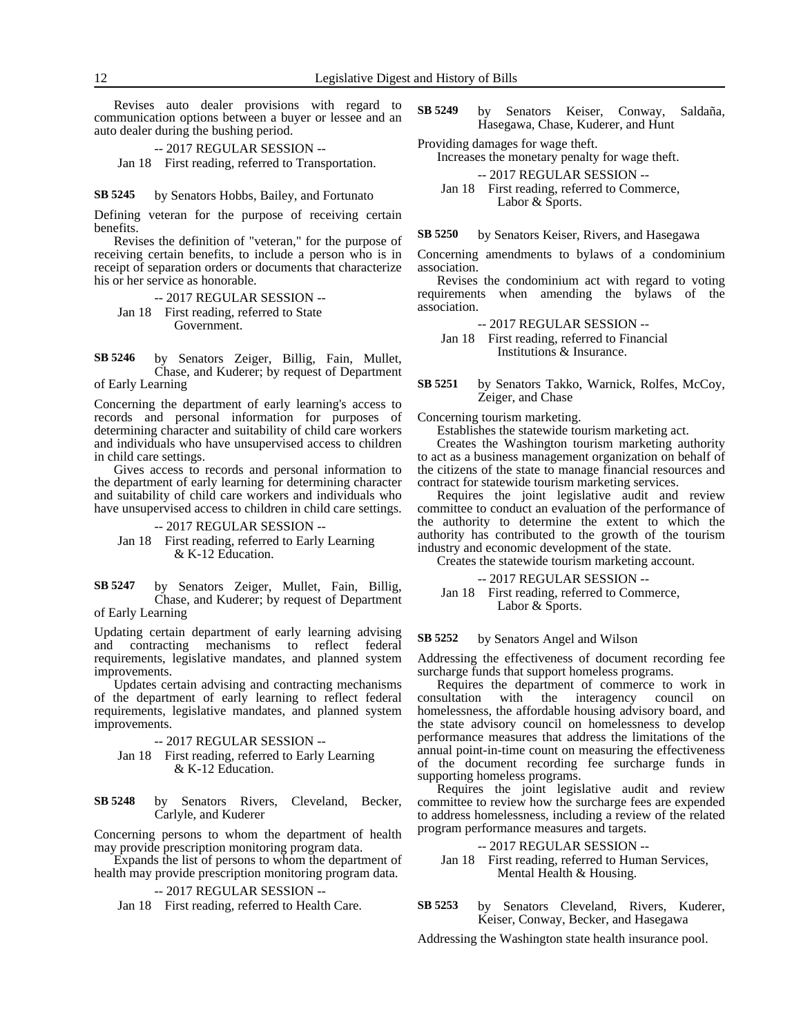Revises auto dealer provisions with regard to communication options between a buyer or lessee and an auto dealer during the bushing period.

-- 2017 REGULAR SESSION --

Jan 18 First reading, referred to Transportation.

**SB 5245** by Senators Hobbs, Bailey, and Fortunato

Defining veteran for the purpose of receiving certain benefits.

Revises the definition of "veteran," for the purpose of receiving certain benefits, to include a person who is in receipt of separation orders or documents that characterize his or her service as honorable.

-- 2017 REGULAR SESSION --

Jan 18 First reading, referred to State Government.

**SB 5246** by Senators Zeiger, Billig, Fain, Mullet, Chase, and Kuderer; by request of Department of Early Learning

Concerning the department of early learning's access to records and personal information for purposes of determining character and suitability of child care workers and individuals who have unsupervised access to children in child care settings.

Gives access to records and personal information to the department of early learning for determining character and suitability of child care workers and individuals who have unsupervised access to children in child care settings.

-- 2017 REGULAR SESSION --

Jan 18 First reading, referred to Early Learning & K-12 Education.

**SB 5247** by Senators Zeiger, Mullet, Fain, Billig, Chase, and Kuderer; by request of Department of Early Learning

Updating certain department of early learning advising and contracting mechanisms to reflect federal requirements, legislative mandates, and planned system improvements.

Updates certain advising and contracting mechanisms of the department of early learning to reflect federal requirements, legislative mandates, and planned system improvements.

-- 2017 REGULAR SESSION --

Jan 18 First reading, referred to Early Learning & K-12 Education.

**SB 5248** by Senators Rivers, Cleveland, Becker, Carlyle, and Kuderer

Concerning persons to whom the department of health may provide prescription monitoring program data.

Expands the list of persons to whom the department of health may provide prescription monitoring program data.

-- 2017 REGULAR SESSION --

Jan 18 First reading, referred to Health Care.

**SB 5249** by Senators Keiser, Conway, Saldaña, Hasegawa, Chase, Kuderer, and Hunt

Providing damages for wage theft.

Increases the monetary penalty for wage theft.

-- 2017 REGULAR SESSION --

Jan 18 First reading, referred to Commerce, Labor & Sports.

**SB 5250** by Senators Keiser, Rivers, and Hasegawa

Concerning amendments to bylaws of a condominium association.

Revises the condominium act with regard to voting requirements when amending the bylaws of the association.

-- 2017 REGULAR SESSION --

Jan 18 First reading, referred to Financial Institutions & Insurance.

**SB 5251** by Senators Takko, Warnick, Rolfes, McCoy, Zeiger, and Chase

Concerning tourism marketing.

Establishes the statewide tourism marketing act.

Creates the Washington tourism marketing authority to act as a business management organization on behalf of the citizens of the state to manage financial resources and contract for statewide tourism marketing services.

Requires the joint legislative audit and review committee to conduct an evaluation of the performance of the authority to determine the extent to which the authority has contributed to the growth of the tourism industry and economic development of the state.

Creates the statewide tourism marketing account.

-- 2017 REGULAR SESSION --

Jan 18 First reading, referred to Commerce, Labor & Sports.

**SB 5252** by Senators Angel and Wilson

Addressing the effectiveness of document recording fee surcharge funds that support homeless programs.

Requires the department of commerce to work in consultation with the interagency council on homelessness, the affordable housing advisory board, and the state advisory council on homelessness to develop performance measures that address the limitations of the annual point-in-time count on measuring the effectiveness of the document recording fee surcharge funds in supporting homeless programs.

Requires the joint legislative audit and review committee to review how the surcharge fees are expended to address homelessness, including a review of the related program performance measures and targets.

-- 2017 REGULAR SESSION --

Jan 18 First reading, referred to Human Services, Mental Health & Housing.

**SB 5253** by Senators Cleveland, Rivers, Kuderer, Keiser, Conway, Becker, and Hasegawa

Addressing the Washington state health insurance pool.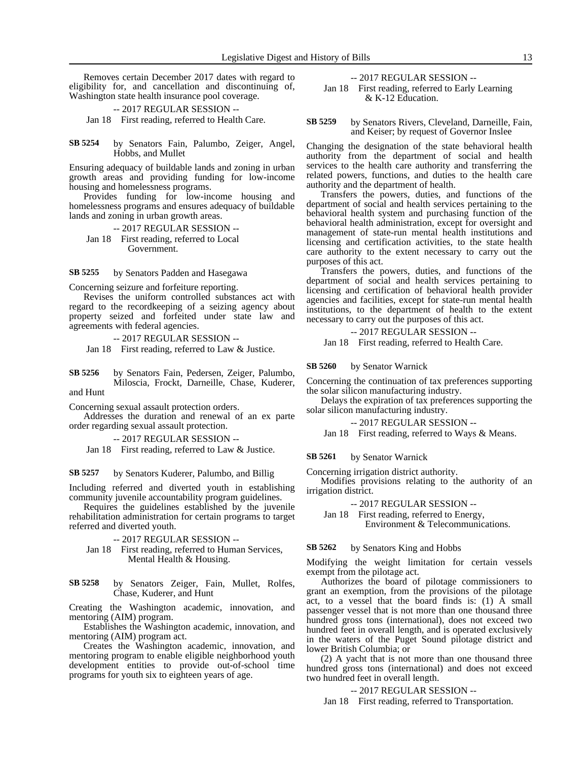Removes certain December 2017 dates with regard to eligibility for, and cancellation and discontinuing of, Washington state health insurance pool coverage.

-- 2017 REGULAR SESSION --

Jan 18 First reading, referred to Health Care.

**SB 5254** by Senators Fain, Palumbo, Zeiger, Angel, Hobbs, and Mullet

Ensuring adequacy of buildable lands and zoning in urban growth areas and providing funding for low-income housing and homelessness programs.

Provides funding for low-income housing and homelessness programs and ensures adequacy of buildable lands and zoning in urban growth areas.

-- 2017 REGULAR SESSION --

Jan 18 First reading, referred to Local Government.

**SB 5255** by Senators Padden and Hasegawa

Concerning seizure and forfeiture reporting.

Revises the uniform controlled substances act with regard to the recordkeeping of a seizing agency about property seized and forfeited under state law and agreements with federal agencies.

-- 2017 REGULAR SESSION --

Jan 18 First reading, referred to Law & Justice.

**SB 5256** by Senators Fain, Pedersen, Zeiger, Palumbo, Miloscia, Frockt, Darneille, Chase, Kuderer, and Hunt

Concerning sexual assault protection orders.

Addresses the duration and renewal of an ex parte order regarding sexual assault protection.

-- 2017 REGULAR SESSION --

Jan 18 First reading, referred to Law & Justice.

**SB 5257** by Senators Kuderer, Palumbo, and Billig

Including referred and diverted youth in establishing community juvenile accountability program guidelines.

Requires the guidelines established by the juvenile rehabilitation administration for certain programs to target referred and diverted youth.

-- 2017 REGULAR SESSION --

Jan 18 First reading, referred to Human Services, Mental Health & Housing.

**SB 5258** by Senators Zeiger, Fain, Mullet, Rolfes, Chase, Kuderer, and Hunt

Creating the Washington academic, innovation, and mentoring (AIM) program.

Establishes the Washington academic, innovation, and mentoring (AIM) program act.

Creates the Washington academic, innovation, and mentoring program to enable eligible neighborhood youth development entities to provide out-of-school time programs for youth six to eighteen years of age.

-- 2017 REGULAR SESSION --

Jan 18 First reading, referred to Early Learning & K-12 Education.

**SB 5259** by Senators Rivers, Cleveland, Darneille, Fain, and Keiser; by request of Governor Inslee

Changing the designation of the state behavioral health authority from the department of social and health services to the health care authority and transferring the related powers, functions, and duties to the health care authority and the department of health.

Transfers the powers, duties, and functions of the department of social and health services pertaining to the behavioral health system and purchasing function of the behavioral health administration, except for oversight and management of state-run mental health institutions and licensing and certification activities, to the state health care authority to the extent necessary to carry out the purposes of this act.

Transfers the powers, duties, and functions of the department of social and health services pertaining to licensing and certification of behavioral health provider agencies and facilities, except for state-run mental health institutions, to the department of health to the extent necessary to carry out the purposes of this act.

-- 2017 REGULAR SESSION --

Jan 18 First reading, referred to Health Care.

**SB 5260** by Senator Warnick

Concerning the continuation of tax preferences supporting the solar silicon manufacturing industry.

Delays the expiration of tax preferences supporting the solar silicon manufacturing industry.

-- 2017 REGULAR SESSION --

Jan 18 First reading, referred to Ways & Means.

**SB 5261** by Senator Warnick

Concerning irrigation district authority.

Modifies provisions relating to the authority of an irrigation district.

-- 2017 REGULAR SESSION --

Jan 18 First reading, referred to Energy, Environment & Telecommunications.

**SB 5262** by Senators King and Hobbs

Modifying the weight limitation for certain vessels exempt from the pilotage act.

Authorizes the board of pilotage commissioners to grant an exemption, from the provisions of the pilotage act, to a vessel that the board finds is: (1) A small passenger vessel that is not more than one thousand three hundred gross tons (international), does not exceed two hundred feet in overall length, and is operated exclusively in the waters of the Puget Sound pilotage district and lower British Columbia; or

(2) A yacht that is not more than one thousand three hundred gross tons (international) and does not exceed two hundred feet in overall length.

-- 2017 REGULAR SESSION --

Jan 18 First reading, referred to Transportation.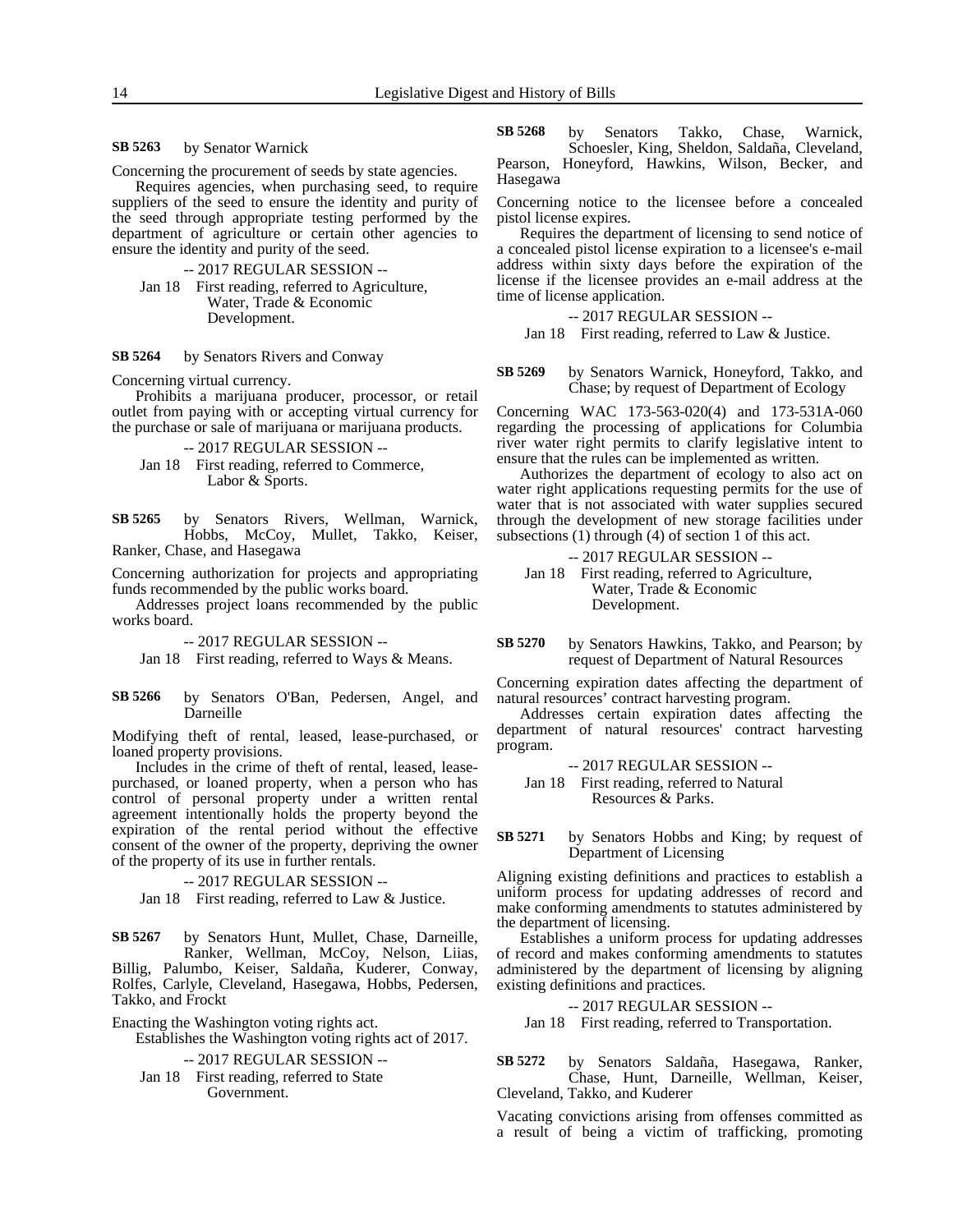**SB 5263** by Senator Warnick

Concerning the procurement of seeds by state agencies.

Requires agencies, when purchasing seed, to require suppliers of the seed to ensure the identity and purity of the seed through appropriate testing performed by the department of agriculture or certain other agencies to ensure the identity and purity of the seed.

-- 2017 REGULAR SESSION --

Jan 18 First reading, referred to Agriculture, Water, Trade & Economic Development.

**SB 5264** by Senators Rivers and Conway

Concerning virtual currency.

Prohibits a marijuana producer, processor, or retail outlet from paying with or accepting virtual currency for the purchase or sale of marijuana or marijuana products.

-- 2017 REGULAR SESSION --

Jan 18 First reading, referred to Commerce, Labor & Sports.

**SB 5265** by Senators Rivers, Wellman, Warnick, Hobbs, McCoy, Mullet, Takko, Keiser, Ranker, Chase, and Hasegawa

Concerning authorization for projects and appropriating funds recommended by the public works board.

Addresses project loans recommended by the public works board.

-- 2017 REGULAR SESSION --

Jan 18 First reading, referred to Ways & Means.

**SB 5266** by Senators O'Ban, Pedersen, Angel, and Darneille

Modifying theft of rental, leased, lease-purchased, or loaned property provisions.

Includes in the crime of theft of rental, leased, lease-purchased, or loaned property, when a person who has control of personal property under a written rental agreement intentionally holds the property beyond the expiration of the rental period without the effective consent of the owner of the property, depriving the owner of the property of its use in further rentals.

-- 2017 REGULAR SESSION --

Jan 18 First reading, referred to Law & Justice.

**SB 5267** by Senators Hunt, Mullet, Chase, Darneille, Ranker, Wellman, McCoy, Nelson, Liias, Billig, Palumbo, Keiser, Saldaña, Kuderer, Conway, Rolfes, Carlyle, Cleveland, Hasegawa, Hobbs, Pedersen, Takko, and Frockt

Enacting the Washington voting rights act.

Establishes the Washington voting rights act of 2017.

-- 2017 REGULAR SESSION --

Jan 18 First reading, referred to State Government.

**SB 5268** by Senators Takko, Chase, Warnick, Schoesler, King, Sheldon, Saldaña, Cleveland, Pearson, Honeyford, Hawkins, Wilson, Becker, and Hasegawa

Concerning notice to the licensee before a concealed pistol license expires.

Requires the department of licensing to send notice of a concealed pistol license expiration to a licensee's e-mail address within sixty days before the expiration of the license if the licensee provides an e-mail address at the time of license application.

-- 2017 REGULAR SESSION --

Jan 18 First reading, referred to Law & Justice.

**SB 5269** by Senators Warnick, Honeyford, Takko, and Chase; by request of Department of Ecology

Concerning WAC 173-563-020(4) and 173-531A-060 regarding the processing of applications for Columbia river water right permits to clarify legislative intent to ensure that the rules can be implemented as written.

Authorizes the department of ecology to also act on water right applications requesting permits for the use of water that is not associated with water supplies secured through the development of new storage facilities under subsections (1) through (4) of section 1 of this act.

-- 2017 REGULAR SESSION --

Jan 18 First reading, referred to Agriculture, Water, Trade & Economic Development.

**SB 5270** by Senators Hawkins, Takko, and Pearson; by request of Department of Natural Resources

Concerning expiration dates affecting the department of natural resources' contract harvesting program.

Addresses certain expiration dates affecting the department of natural resources' contract harvesting program.

-- 2017 REGULAR SESSION --

Jan 18 First reading, referred to Natural Resources & Parks.

**SB 5271** by Senators Hobbs and King; by request of Department of Licensing

Aligning existing definitions and practices to establish a uniform process for updating addresses of record and make conforming amendments to statutes administered by the department of licensing.

Establishes a uniform process for updating addresses of record and makes conforming amendments to statutes administered by the department of licensing by aligning existing definitions and practices.

-- 2017 REGULAR SESSION --

Jan 18 First reading, referred to Transportation.

**SB 5272** by Senators Saldaña, Hasegawa, Ranker, Chase, Hunt, Darneille, Wellman, Keiser, Cleveland, Takko, and Kuderer

Vacating convictions arising from offenses committed as a result of being a victim of trafficking, promoting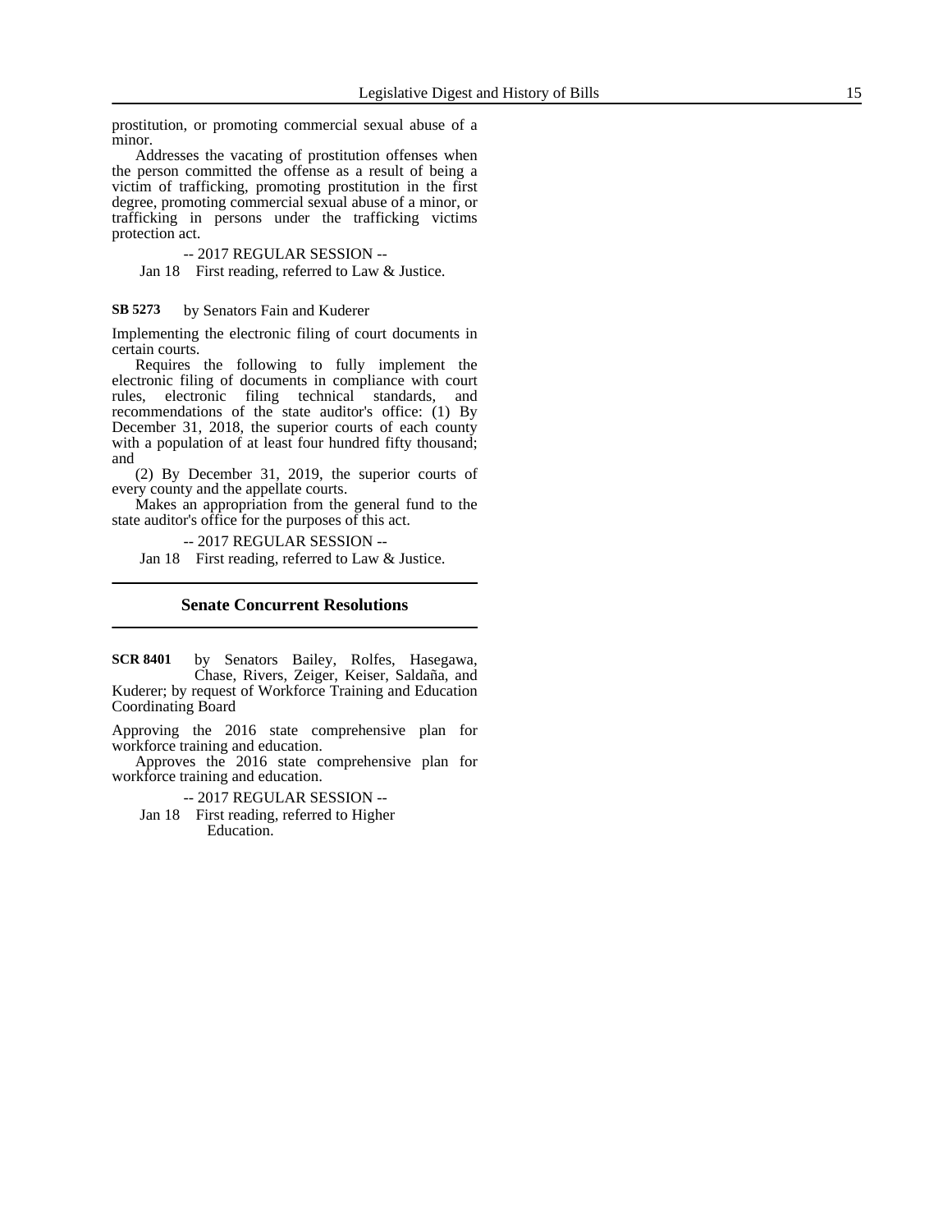prostitution, or promoting commercial sexual abuse of a minor.

Addresses the vacating of prostitution offenses when the person committed the offense as a result of being a victim of trafficking, promoting prostitution in the first degree, promoting commercial sexual abuse of a minor, or trafficking in persons under the trafficking victims protection act.

-- 2017 REGULAR SESSION --

Jan 18 First reading, referred to Law & Justice.

**SB 5273** by Senators Fain and Kuderer

Implementing the electronic filing of court documents in certain courts.

Requires the following to fully implement the electronic filing of documents in compliance with court rules, electronic filing technical standards, and recommendations of the state auditor's office: (1) By December 31, 2018, the superior courts of each county with a population of at least four hundred fifty thousand; and

(2) By December 31, 2019, the superior courts of every county and the appellate courts.

Makes an appropriation from the general fund to the state auditor's office for the purposes of this act.

-- 2017 REGULAR SESSION --

Jan 18 First reading, referred to Law & Justice.

## Senate Concurrent Resolutions

**SCR 8401** by Senators Bailey, Rolfes, Hasegawa, Chase, Rivers, Zeiger, Keiser, Saldaña, and Kuderer; by request of Workforce Training and Education Coordinating Board

Approving the 2016 state comprehensive plan for workforce training and education.

Approves the 2016 state comprehensive plan for workforce training and education.

-- 2017 REGULAR SESSION --

Jan 18 First reading, referred to Higher Education.